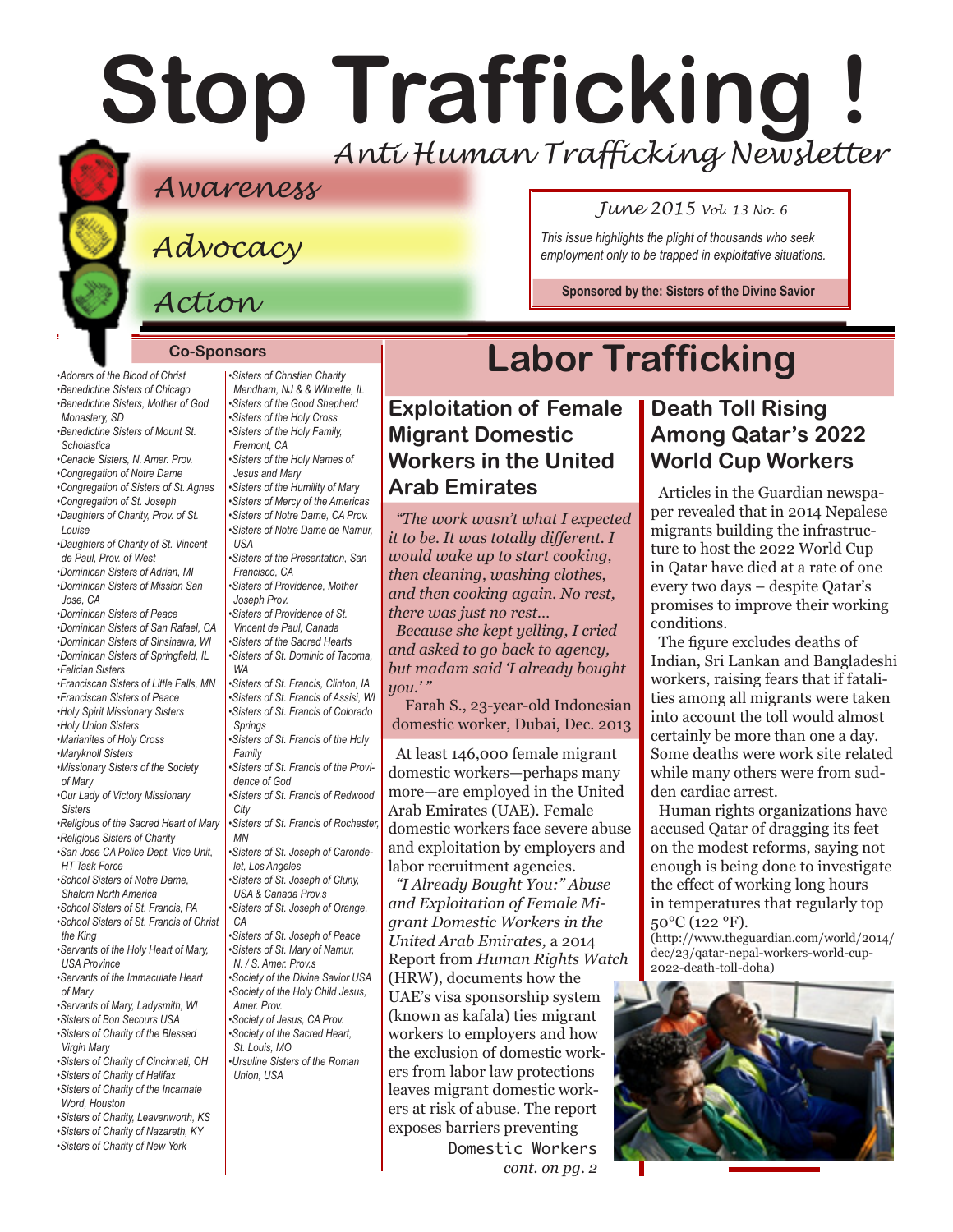# Stop Trafficking !

*Anti Human Trafficking Newsletter*

*Awareness*

*Advocacy*

*Action*

*June 2015 Vol. 13 No. 6*

*This issue highlights the plight of thousands who seek employment only to be trapped in exploitative situations.*

**Sponsored by the: Sisters of the Divine Savior**

# Labor Trafficking

## Exploitation of Female Migrant Domestic Workers in the United Arab Emirates

*"The work wasn't what I expected it to be. It was totally different. I would wake up to start cooking, then cleaning, washing clothes, and then cooking again. No rest, there was just no rest...*

*Because she kept yelling, I cried and asked to go back to agency, but madam said 'I already bought you.'"*

Farah S., 23-year-old Indonesian domestic worker, Dubai, Dec. 2013

At least 146,000 female migrant domestic workers—perhaps many more—are employed in the United Arab Emirates (UAE). Female domestic workers face severe abuse and exploitation by employers and labor recruitment agencies.

*"I Already Bought You:" Abuse and Exploitation of Female Migrant Domestic Workers in the United Arab Emirates,* a 2014 Report from *Human Rights Watch* (HRW), documents how the UAE's visa sponsorship system (known as kafala) ties migrant workers to employers and how the exclusion of domestic workers from labor law protections leaves migrant domestic workers at risk of abuse. The report exposes barriers preventing

Domestic Workers *cont. on pg. 2*

## Death Toll Rising Among Qatar's 2022 World Cup Workers

Articles in the Guardian newspaper revealed that in 2014 Nepalese migrants building the infrastructure to host the 2022 World Cup in Qatar have died at a rate of one every two days – despite Qatar's promises to improve their working conditions.

The figure excludes deaths of Indian, Sri Lankan and Bangladeshi workers, raising fears that if fatalities among all migrants were taken into account the toll would almost certainly be more than one a day. Some deaths were work site related while many others were from sudden cardiac arrest.

Human rights organizations have accused Qatar of dragging its feet on the modest reforms, saying not enough is being done to investigate the effect of working long hours in temperatures that regularly top 50°C (122 °F).

(http://www.theguardian.com/world/2014/dec/23/qatar-nepal-workers-world-cup-2022-death-toll-doha)

### Co-Sponsors

- Adorers of the Blood of Christ
- Benedictine Sisters of Chicago
- Benedictine Sisters, Mother of God Monastery, SD
- Benedictine Sisters of Mount St. Scholastica
- Cenacle Sisters, N. Amer. Prov.
- Congregation of Notre Dame
- Congregation of Sisters of St. Agnes
- Congregation of St. Joseph
- Daughters of Charity, Prov. of St. Louise
- Daughters of Charity of St. Vincent de Paul, Prov. of West
- Dominican Sisters of Adrian, MI
- Dominican Sisters of Mission San Jose, CA
- Dominican Sisters of Peace
- Dominican Sisters of San Rafael, CA
- Dominican Sisters of Sinsinawa, WI
- Dominican Sisters of Springfield, IL
- Felician Sisters
- Franciscan Sisters of Little Falls, MN
- Franciscan Sisters of Peace
- Holy Spirit Missionary Sisters
- Holy Union Sisters
- Marianites of Holy Cross
- Maryknoll Sisters
- Missionary Sisters of the Society of Mary
- Our Lady of Victory Missionary Sisters
- Religious of the Sacred Heart of Mary
- Religious Sisters of Charity
- San Jose CA Police Dept. Vice Unit, HT Task Force
- School Sisters of Notre Dame, Shalom North America
- School Sisters of St. Francis, PA
- School Sisters of St. Francis of Christ the King
- Servants of the Holy Heart of Mary, USA Province
- Servants of the Immaculate Heart of Mary
- Servants of Mary, Ladysmith, WI
- Sisters of Bon Secours USA
- Sisters of Charity of the Blessed Virgin Mary
- Sisters of Charity of Cincinnati, OH
- Sisters of Charity of Halifax
- Sisters of Charity of the Incarnate Word, Houston
- Sisters of Charity, Leavenworth, KS
- Sisters of Charity of Nazareth, KY
- Sisters of Charity of New York
- Sisters of Christian Charity Mendham, NJ & & Wilmette, IL
- Sisters of the Good Shepherd
- Sisters of the Holy Cross
- Sisters of the Holy Family, Fremont, CA
- Sisters of the Holy Names of Jesus and Mary
- Sisters of the Humility of Mary
- Sisters of Mercy of the Americas
- Sisters of Notre Dame, CA Prov.
- Sisters of Notre Dame de Namur, USA
- Sisters of the Presentation, San Francisco, CA
- Sisters of Providence, Mother Joseph Prov.
- Sisters of Providence of St. Vincent de Paul, Canada
- Sisters of the Sacred Hearts
- Sisters of St. Dominic of Tacoma, WA
- Sisters of St. Francis, Clinton, IA
- Sisters of St. Francis of Assisi, WI
- Sisters of St. Francis of Colorado Springs
- Sisters of St. Francis of the Holy Family
- Sisters of St. Francis of the Providence of God
- Sisters of St. Francis of Redwood City
- Sisters of St. Francis of Rochester, MN
- Sisters of St. Joseph of Carondelet, Los Angeles
- Sisters of St. Joseph of Cluny, USA & Canada Prov.s
- Sisters of St. Joseph of Orange, CA
- Sisters of St. Joseph of Peace
- Sisters of St. Mary of Namur, N. / S. Amer. Prov.s
- Society of the Divine Savior USA
- Society of the Holy Child Jesus, Amer. Prov.
- Society of Jesus, CA Prov.
- Society of the Sacred Heart, St. Louis, MO
- Ursuline Sisters of the Roman Union, USA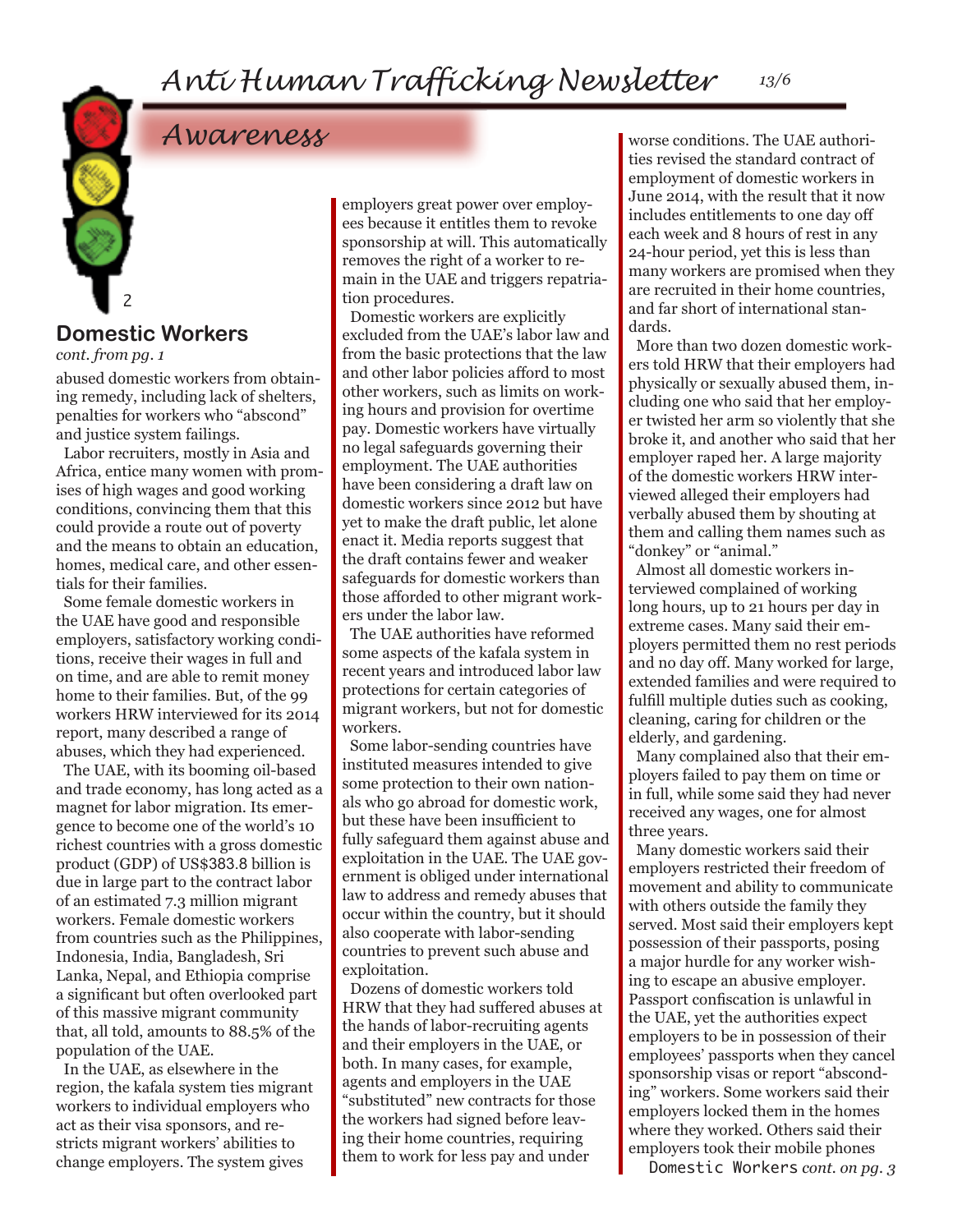## Awareness

### Domestic Workers

*cont. from pg. 1*

abused domestic workers from obtaining remedy, including lack of shelters, penalties for workers who "abscond" and justice system failings.

Labor recruiters, mostly in Asia and Africa, entice many women with promises of high wages and good working conditions, convincing them that this could provide a route out of poverty and the means to obtain an education, homes, medical care, and other essentials for their families.

Some female domestic workers in the UAE have good and responsible employers, satisfactory working conditions, receive their wages in full and on time, and are able to remit money home to their families. But, of the 99 workers HRW interviewed for its 2014 report, many described a range of abuses, which they had experienced.

The UAE, with its booming oil-based and trade economy, has long acted as a magnet for labor migration. Its emergence to become one of the world's 10 richest countries with a gross domestic product (GDP) of US$383.8 billion is due in large part to the contract labor of an estimated 7.3 million migrant workers. Female domestic workers from countries such as the Philippines, Indonesia, India, Bangladesh, Sri Lanka, Nepal, and Ethiopia comprise a significant but often overlooked part of this massive migrant community that, all told, amounts to 88.5% of the population of the UAE.

In the UAE, as elsewhere in the region, the kafala system ties migrant workers to individual employers who act as their visa sponsors, and restricts migrant workers' abilities to change employers. The system gives employers great power over employees because it entitles them to revoke sponsorship at will. This automatically removes the right of a worker to remain in the UAE and triggers repatriation procedures.

Domestic workers are explicitly excluded from the UAE's labor law and from the basic protections that the law and other labor policies afford to most other workers, such as limits on working hours and provision for overtime pay. Domestic workers have virtually no legal safeguards governing their employment. The UAE authorities have been considering a draft law on domestic workers since 2012 but have yet to make the draft public, let alone enact it. Media reports suggest that the draft contains fewer and weaker safeguards for domestic workers than those afforded to other migrant workers under the labor law.

The UAE authorities have reformed some aspects of the kafala system in recent years and introduced labor law protections for certain categories of migrant workers, but not for domestic workers.

Some labor-sending countries have instituted measures intended to give some protection to their own nationals who go abroad for domestic work, but these have been insufficient to fully safeguard them against abuse and exploitation in the UAE. The UAE government is obliged under international law to address and remedy abuses that occur within the country, but it should also cooperate with labor-sending countries to prevent such abuse and exploitation.

Dozens of domestic workers told HRW that they had suffered abuses at the hands of labor-recruiting agents and their employers in the UAE, or both. In many cases, for example, agents and employers in the UAE "substituted" new contracts for those the workers had signed before leaving their home countries, requiring them to work for less pay and under worse conditions. The UAE authorities revised the standard contract of employment of domestic workers in June 2014, with the result that it now includes entitlements to one day off each week and 8 hours of rest in any 24-hour period, yet this is less than many workers are promised when they are recruited in their home countries, and far short of international standards.

More than two dozen domestic workers told HRW that their employers had physically or sexually abused them, including one who said that her employer twisted her arm so violently that she broke it, and another who said that her employer raped her. A large majority of the domestic workers HRW interviewed alleged their employers had verbally abused them by shouting at them and calling them names such as "donkey" or "animal."

Almost all domestic workers interviewed complained of working long hours, up to 21 hours per day in extreme cases. Many said their employers permitted them no rest periods and no day off. Many worked for large, extended families and were required to fulfill multiple duties such as cooking, cleaning, caring for children or the elderly, and gardening.

Many complained also that their employers failed to pay them on time or in full, while some said they had never received any wages, one for almost three years.

Many domestic workers said their employers restricted their freedom of movement and ability to communicate with others outside the family they served. Most said their employers kept possession of their passports, posing a major hurdle for any worker wishing to escape an abusive employer. Passport confiscation is unlawful in the UAE, yet the authorities expect employers to be in possession of their employees' passports when they cancel sponsorship visas or report "absconding" workers. Some workers said their employers locked them in the homes where they worked. Others said their employers took their mobile phones

Domestic Workers *cont. on pg. 3*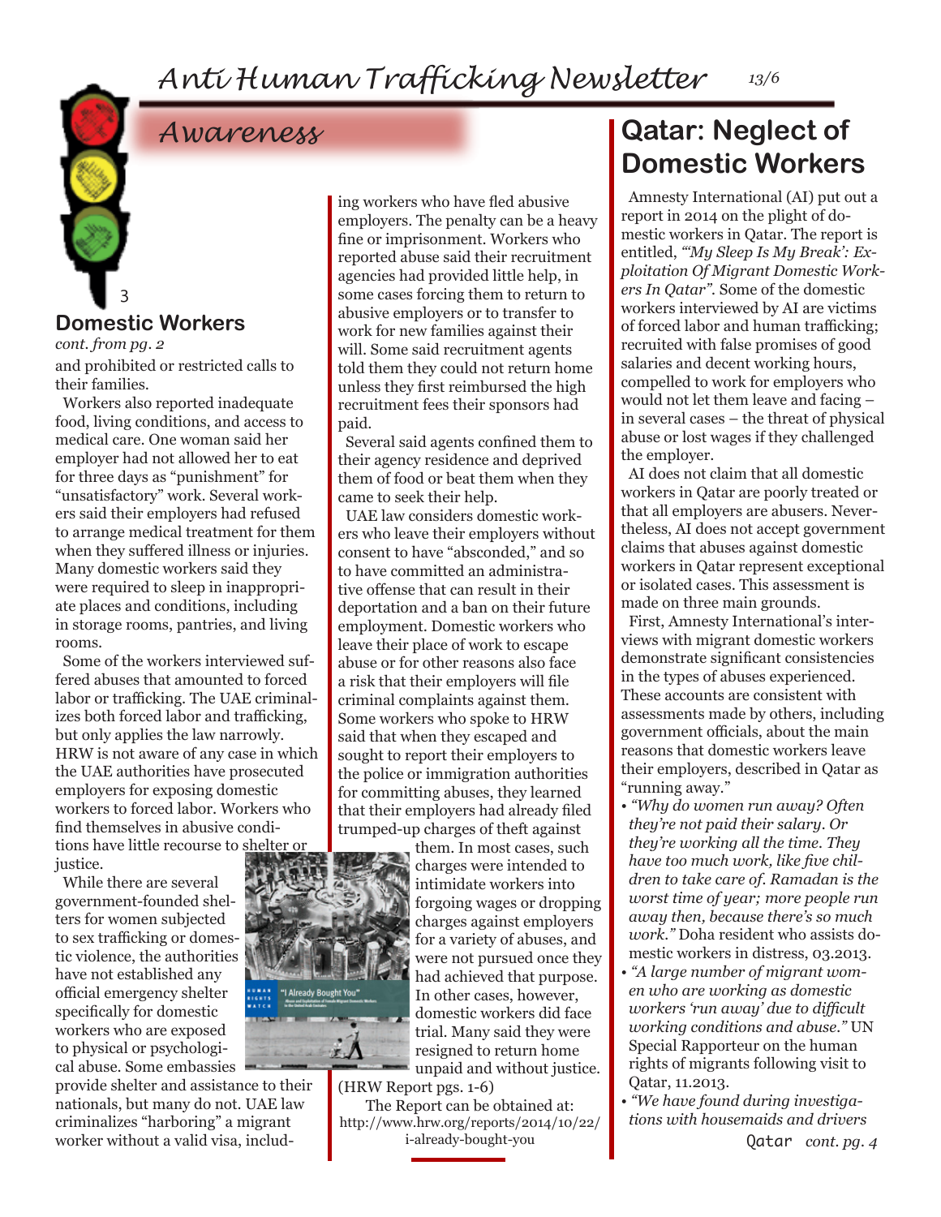## Awareness

### Domestic Workers

*cont. from pg. 2*

and prohibited or restricted calls to their families.

Workers also reported inadequate food, living conditions, and access to medical care. One woman said her employer had not allowed her to eat for three days as "punishment" for "unsatisfactory" work. Several workers said their employers had refused to arrange medical treatment for them when they suffered illness or injuries. Many domestic workers said they were required to sleep in inappropriate places and conditions, including in storage rooms, pantries, and living rooms.

Some of the workers interviewed suffered abuses that amounted to forced labor or trafficking. The UAE criminalizes both forced labor and trafficking, but only applies the law narrowly. HRW is not aware of any case in which the UAE authorities have prosecuted employers for exposing domestic workers to forced labor. Workers who find themselves in abusive conditions have little recourse to shelter or justice.

While there are several government-founded shelters for women subjected to sex trafficking or domestic violence, the authorities have not established any official emergency shelter specifically for domestic workers who are exposed to physical or psychological abuse. Some embassies provide shelter and assistance to their nationals, but many do not. UAE law criminalizes "harboring" a migrant worker without a valid visa, including workers who have fled abusive employers. The penalty can be a heavy fine or imprisonment. Workers who reported abuse said their recruitment agencies had provided little help, in some cases forcing them to return to abusive employers or to transfer to work for new families against their will. Some said recruitment agents told them they could not return home unless they first reimbursed the high recruitment fees their sponsors had paid.

Several said agents confined them to their agency residence and deprived them of food or beat them when they came to seek their help.

UAE law considers domestic workers who leave their employers without consent to have "absconded," and so to have committed an administrative offense that can result in their deportation and a ban on their future employment. Domestic workers who leave their place of work to escape abuse or for other reasons also face a risk that their employers will file criminal complaints against them. Some workers who spoke to HRW said that when they escaped and sought to report their employers to the police or immigration authorities for committing abuses, they learned that their employers had already filed trumped-up charges of theft against them. In most cases, such charges were intended to intimidate workers into forgoing wages or dropping charges against employers for a variety of abuses, and were not pursued once they had achieved that purpose. In other cases, however, domestic workers did face trial. Many said they were resigned to return home unpaid and without justice. (HRW Report pgs. 1-6)

The Report can be obtained at: http://www.hrw.org/reports/2014/10/22/i-already-bought-you

## Qatar: Neglect of Domestic Workers

Amnesty International (AI) put out a report in 2014 on the plight of domestic workers in Qatar. The report is entitled, *"'My Sleep Is My Break': Exploitation Of Migrant Domestic Workers In Qatar".* Some of the domestic workers interviewed by AI are victims of forced labor and human trafficking; recruited with false promises of good salaries and decent working hours, compelled to work for employers who would not let them leave and facing – in several cases – the threat of physical abuse or lost wages if they challenged the employer.

AI does not claim that all domestic workers in Qatar are poorly treated or that all employers are abusers. Nevertheless, AI does not accept government claims that abuses against domestic workers in Qatar represent exceptional or isolated cases. This assessment is made on three main grounds.

First, Amnesty International's interviews with migrant domestic workers demonstrate significant consistencies in the types of abuses experienced. These accounts are consistent with assessments made by others, including government officials, about the main reasons that domestic workers leave their employers, described in Qatar as "running away."

- *"Why do women run away? Often they're not paid their salary. Or they're working all the time. They have too much work, like five children to take care of. Ramadan is the worst time of year; more people run away then, because there's so much work."* Doha resident who assists domestic workers in distress, 03.2013.
- *"A large number of migrant women who are working as domestic workers 'run away' due to difficult working conditions and abuse."* UN Special Rapporteur on the human rights of migrants following visit to Qatar, 11.2013.
- *"We have found during investigations with housemaids and drivers*

Qatar *cont. pg. 4*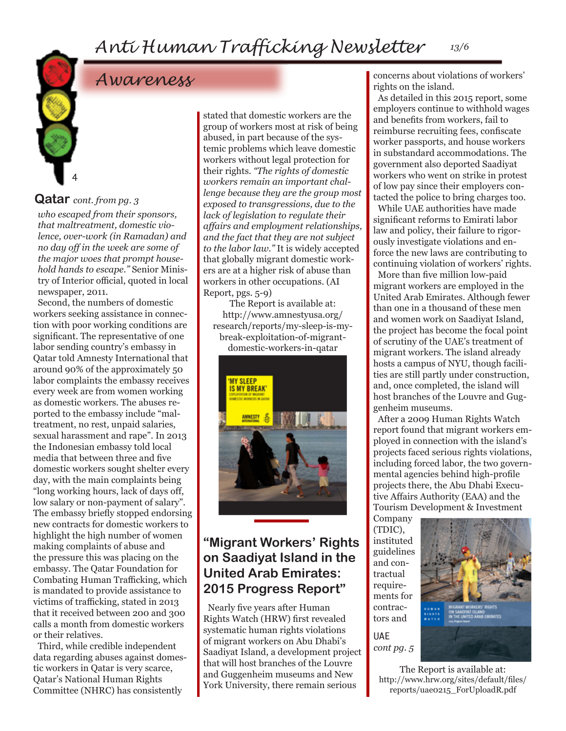## Awareness

**Qatar** *cont. from pg. 3*

*who escaped from their sponsors, that maltreatment, domestic violence, over-work (in Ramadan) and no day off in the week are some of the major woes that prompt household hands to escape."* Senior Ministry of Interior official, quoted in local newspaper, 2011.

Second, the numbers of domestic workers seeking assistance in connection with poor working conditions are significant. The representative of one labor sending country's embassy in Qatar told Amnesty International that around 90% of the approximately 50 labor complaints the embassy receives every week are from women working as domestic workers. The abuses reported to the embassy include "maltreatment, no rest, unpaid salaries, sexual harassment and rape". In 2013 the Indonesian embassy told local media that between three and five domestic workers sought shelter every day, with the main complaints being "long working hours, lack of days off, low salary or non-payment of salary". The embassy briefly stopped endorsing new contracts for domestic workers to highlight the high number of women making complaints of abuse and the pressure this was placing on the embassy. The Qatar Foundation for Combating Human Trafficking, which is mandated to provide assistance to victims of trafficking, stated in 2013 that it received between 200 and 300 calls a month from domestic workers or their relatives.

Third, while credible independent data regarding abuses against domestic workers in Qatar is very scarce, Qatar's National Human Rights Committee (NHRC) has consistently stated that domestic workers are the group of workers most at risk of being abused, in part because of the systemic problems which leave domestic workers without legal protection for their rights. *"The rights of domestic workers remain an important challenge because they are the group most exposed to transgressions, due to the lack of legislation to regulate their affairs and employment relationships, and the fact that they are not subject to the labor law."* It is widely accepted that globally migrant domestic workers are at a higher risk of abuse than workers in other occupations. (AI Report, pgs. 5-9)

The Report is available at: http://www.amnestyusa.org/research/reports/my-sleep-is-my-break-exploitation-of-migrant-domestic-workers-in-qatar

## "Migrant Workers' Rights on Saadiyat Island in the United Arab Emirates: 2015 Progress Report"

Nearly five years after Human Rights Watch (HRW) first revealed systematic human rights violations of migrant workers on Abu Dhabi's Saadiyat Island, a development project that will host branches of the Louvre and Guggenheim museums and New York University, there remain serious concerns about violations of workers' rights on the island.

As detailed in this 2015 report, some employers continue to withhold wages and benefits from workers, fail to reimburse recruiting fees, confiscate worker passports, and house workers in substandard accommodations. The government also deported Saadiyat workers who went on strike in protest of low pay since their employers contacted the police to bring charges too.

While UAE authorities have made significant reforms to Emirati labor law and policy, their failure to rigorously investigate violations and enforce the new laws are contributing to continuing violation of workers' rights.

More than five million low-paid migrant workers are employed in the United Arab Emirates. Although fewer than one in a thousand of these men and women work on Saadiyat Island, the project has become the focal point of scrutiny of the UAE's treatment of migrant workers. The island already hosts a campus of NYU, though facilities are still partly under construction, and, once completed, the island will host branches of the Louvre and Guggenheim museums.

After a 2009 Human Rights Watch report found that migrant workers employed in connection with the island's projects faced serious rights violations, including forced labor, the two governmental agencies behind high-profile projects there, the Abu Dhabi Executive Affairs Authority (EAA) and the Tourism Development & Investment Company (TDIC), instituted guidelines and contractual requirements for contractors and

UAE *cont pg. 5*

The Report is available at: http://www.hrw.org/sites/default/files/reports/uae0215_ForUploadR.pdf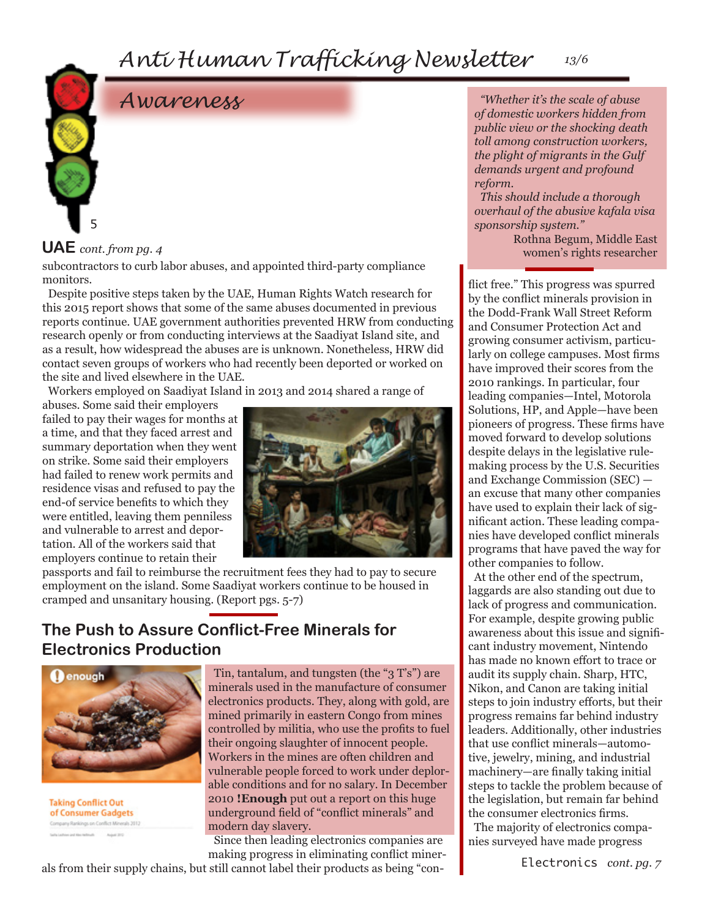## Awareness

**UAE** *cont. from pg. 4*

subcontractors to curb labor abuses, and appointed third-party compliance monitors.

Despite positive steps taken by the UAE, Human Rights Watch research for this 2015 report shows that some of the same abuses documented in previous reports continue. UAE government authorities prevented HRW from conducting research openly or from conducting interviews at the Saadiyat Island site, and as a result, how widespread the abuses are is unknown. Nonetheless, HRW did contact seven groups of workers who had recently been deported or worked on the site and lived elsewhere in the UAE.

Workers employed on Saadiyat Island in 2013 and 2014 shared a range of abuses. Some said their employers failed to pay their wages for months at a time, and that they faced arrest and summary deportation when they went on strike. Some said their employers had failed to renew work permits and residence visas and refused to pay the end-of service benefits to which they were entitled, leaving them penniless and vulnerable to arrest and deportation. All of the workers said that employers continue to retain their passports and fail to reimburse the recruitment fees they had to pay to secure employment on the island. Some Saadiyat workers continue to be housed in cramped and unsanitary housing. (Report pgs. 5-7)

> *"Whether it's the scale of abuse of domestic workers hidden from public view or the shocking death toll among construction workers, the plight of migrants in the Gulf demands urgent and profound reform.*
>
> *This should include a thorough overhaul of the abusive kafala visa sponsorship system."*
>
> Rothna Begum, Middle East women's rights researcher

### The Push to Assure Conflict-Free Minerals for Electronics Production

Taking Conflict Out of Consumer Gadgets

Tin, tantalum, and tungsten (the "3 T's") are minerals used in the manufacture of consumer electronics products. They, along with gold, are mined primarily in eastern Congo from mines controlled by militia, who use the profits to fuel their ongoing slaughter of innocent people. Workers in the mines are often children and vulnerable people forced to work under deplorable conditions and for no salary. In December 2010 **!Enough** put out a report on this huge underground field of "conflict minerals" and modern day slavery.

Since then leading electronics companies are making progress in eliminating conflict minerals from their supply chains, but still cannot label their products as being "conflict free." This progress was spurred by the conflict minerals provision in the Dodd-Frank Wall Street Reform and Consumer Protection Act and growing consumer activism, particularly on college campuses. Most firms have improved their scores from the 2010 rankings. In particular, four leading companies—Intel, Motorola Solutions, HP, and Apple—have been pioneers of progress. These firms have moved forward to develop solutions despite delays in the legislative rule-making process by the U.S. Securities and Exchange Commission (SEC) — an excuse that many other companies have used to explain their lack of significant action. These leading companies have developed conflict minerals programs that have paved the way for other companies to follow.

At the other end of the spectrum, laggards are also standing out due to lack of progress and communication. For example, despite growing public awareness about this issue and significant industry movement, Nintendo has made no known effort to trace or audit its supply chain. Sharp, HTC, Nikon, and Canon are taking initial steps to join industry efforts, but their progress remains far behind industry leaders. Additionally, other industries that use conflict minerals—automotive, jewelry, mining, and industrial machinery—are finally taking initial steps to tackle the problem because of the legislation, but remain far behind the consumer electronics firms.

The majority of electronics companies surveyed have made progress

Electronics *cont. pg. 7*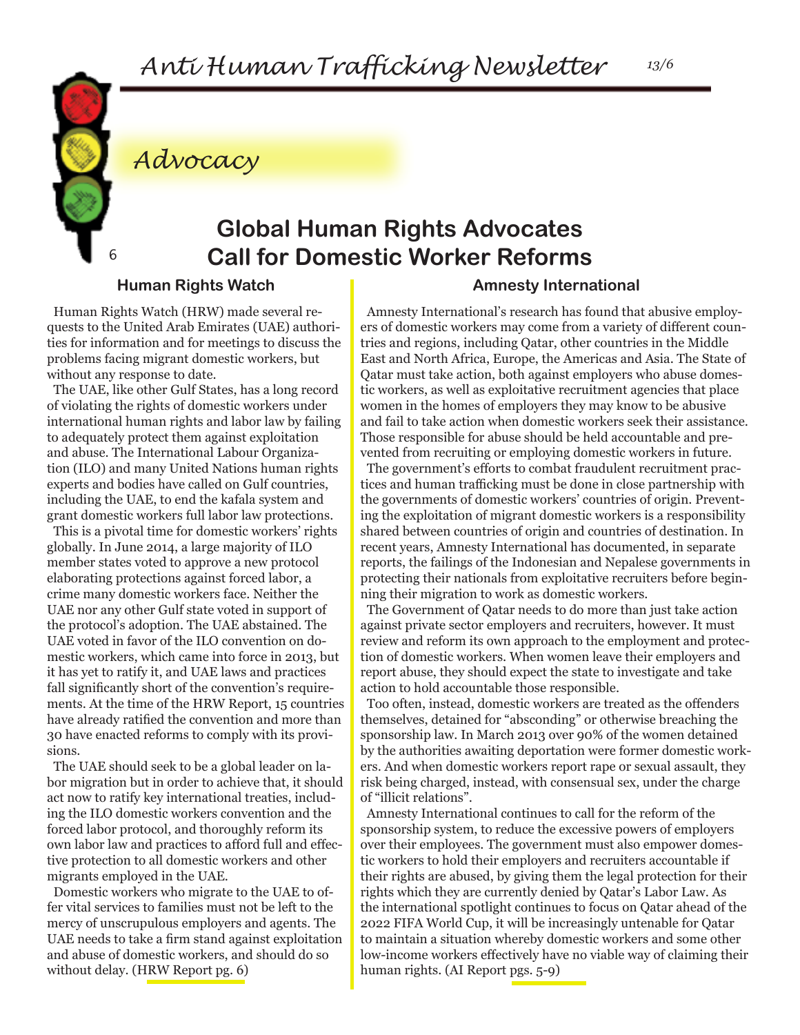## Advocacy

# Global Human Rights Advocates Call for Domestic Worker Reforms

### Human Rights Watch

Human Rights Watch (HRW) made several requests to the United Arab Emirates (UAE) authorities for information and for meetings to discuss the problems facing migrant domestic workers, but without any response to date.

The UAE, like other Gulf States, has a long record of violating the rights of domestic workers under international human rights and labor law by failing to adequately protect them against exploitation and abuse. The International Labour Organization (ILO) and many United Nations human rights experts and bodies have called on Gulf countries, including the UAE, to end the kafala system and grant domestic workers full labor law protections.

This is a pivotal time for domestic workers' rights globally. In June 2014, a large majority of ILO member states voted to approve a new protocol elaborating protections against forced labor, a crime many domestic workers face. Neither the UAE nor any other Gulf state voted in support of the protocol's adoption. The UAE abstained. The UAE voted in favor of the ILO convention on domestic workers, which came into force in 2013, but it has yet to ratify it, and UAE laws and practices fall significantly short of the convention's requirements. At the time of the HRW Report, 15 countries have already ratified the convention and more than 30 have enacted reforms to comply with its provisions.

The UAE should seek to be a global leader on labor migration but in order to achieve that, it should act now to ratify key international treaties, including the ILO domestic workers convention and the forced labor protocol, and thoroughly reform its own labor law and practices to afford full and effective protection to all domestic workers and other migrants employed in the UAE.

Domestic workers who migrate to the UAE to offer vital services to families must not be left to the mercy of unscrupulous employers and agents. The UAE needs to take a firm stand against exploitation and abuse of domestic workers, and should do so without delay. (HRW Report pg. 6)

### Amnesty International

Amnesty International's research has found that abusive employers of domestic workers may come from a variety of different countries and regions, including Qatar, other countries in the Middle East and North Africa, Europe, the Americas and Asia. The State of Qatar must take action, both against employers who abuse domestic workers, as well as exploitative recruitment agencies that place women in the homes of employers they may know to be abusive and fail to take action when domestic workers seek their assistance. Those responsible for abuse should be held accountable and prevented from recruiting or employing domestic workers in future.

The government's efforts to combat fraudulent recruitment practices and human trafficking must be done in close partnership with the governments of domestic workers' countries of origin. Preventing the exploitation of migrant domestic workers is a responsibility shared between countries of origin and countries of destination. In recent years, Amnesty International has documented, in separate reports, the failings of the Indonesian and Nepalese governments in protecting their nationals from exploitative recruiters before beginning their migration to work as domestic workers.

The Government of Qatar needs to do more than just take action against private sector employers and recruiters, however. It must review and reform its own approach to the employment and protection of domestic workers. When women leave their employers and report abuse, they should expect the state to investigate and take action to hold accountable those responsible.

Too often, instead, domestic workers are treated as the offenders themselves, detained for "absconding" or otherwise breaching the sponsorship law. In March 2013 over 90% of the women detained by the authorities awaiting deportation were former domestic workers. And when domestic workers report rape or sexual assault, they risk being charged, instead, with consensual sex, under the charge of "illicit relations".

Amnesty International continues to call for the reform of the sponsorship system, to reduce the excessive powers of employers over their employees. The government must also empower domestic workers to hold their employers and recruiters accountable if their rights are abused, by giving them the legal protection for their rights which they are currently denied by Qatar's Labor Law. As the international spotlight continues to focus on Qatar ahead of the 2022 FIFA World Cup, it will be increasingly untenable for Qatar to maintain a situation whereby domestic workers and some other low-income workers effectively have no viable way of claiming their human rights. (AI Report pgs. 5-9)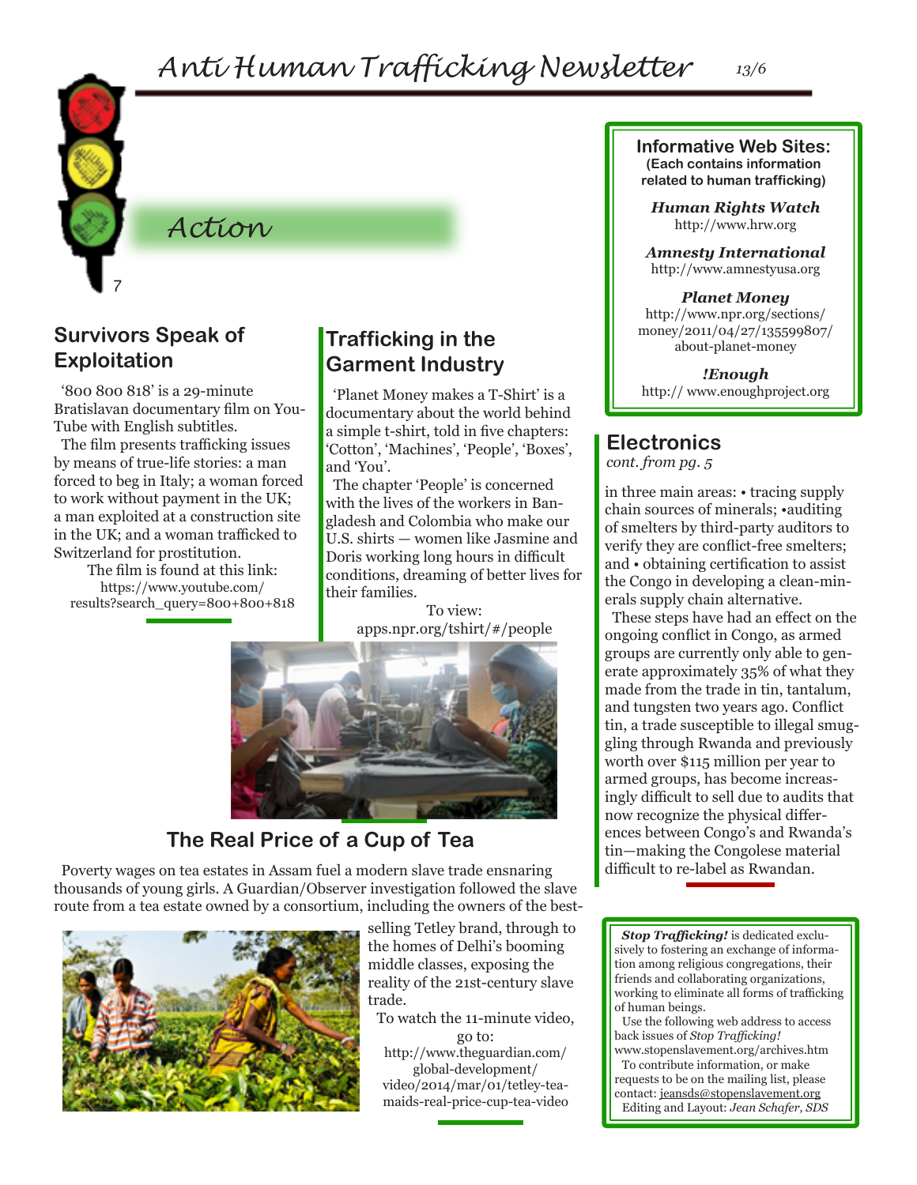# Action

## Survivors Speak of Exploitation

'800 800 818' is a 29-minute Bratislavan documentary film on YouTube with English subtitles.

The film presents trafficking issues by means of true-life stories: a man forced to beg in Italy; a woman forced to work without payment in the UK; a man exploited at a construction site in the UK; and a woman trafficked to Switzerland for prostitution.

The film is found at this link:
https://www.youtube.com/results?search_query=800+800+818

## Trafficking in the Garment Industry

'Planet Money makes a T-Shirt' is a documentary about the world behind a simple t-shirt, told in five chapters: 'Cotton', 'Machines', 'People', 'Boxes', and 'You'.

The chapter 'People' is concerned with the lives of the workers in Bangladesh and Colombia who make our U.S. shirts — women like Jasmine and Doris working long hours in difficult conditions, dreaming of better lives for their families.

To view:
apps.npr.org/tshirt/#/people

## The Real Price of a Cup of Tea

Poverty wages on tea estates in Assam fuel a modern slave trade ensnaring thousands of young girls. A Guardian/Observer investigation followed the slave route from a tea estate owned by a consortium, including the owners of the best-selling Tetley brand, through to the homes of Delhi's booming middle classes, exposing the reality of the 21st-century slave trade.

To watch the 11-minute video, go to:
http://www.theguardian.com/global-development/video/2014/mar/01/tetley-tea-maids-real-price-cup-tea-video

**Informative Web Sites:**
**(Each contains information related to human trafficking)**

***Human Rights Watch***
http://www.hrw.org

***Amnesty International***
http://www.amnestyusa.org

***Planet Money***
http://www.npr.org/sections/money/2011/04/27/135599807/about-planet-money

***!Enough***
http:// www.enoughproject.org

## Electronics

*cont. from pg. 5*

in three main areas: • tracing supply chain sources of minerals; •auditing of smelters by third-party auditors to verify they are conflict-free smelters; and • obtaining certification to assist the Congo in developing a clean-minerals supply chain alternative.

These steps have had an effect on the ongoing conflict in Congo, as armed groups are currently only able to generate approximately 35% of what they made from the trade in tin, tantalum, and tungsten two years ago. Conflict tin, a trade susceptible to illegal smuggling through Rwanda and previously worth over $115 million per year to armed groups, has become increasingly difficult to sell due to audits that now recognize the physical differences between Congo's and Rwanda's tin—making the Congolese material difficult to re-label as Rwandan.

***Stop Trafficking!*** is dedicated exclusively to fostering an exchange of information among religious congregations, their friends and collaborating organizations, working to eliminate all forms of trafficking of human beings.

Use the following web address to access back issues of *Stop Trafficking!*
www.stopenslavement.org/archives.htm

To contribute information, or make requests to be on the mailing list, please contact: jeansds@stopenslavement.org

Editing and Layout: *Jean Schafer, SDS*